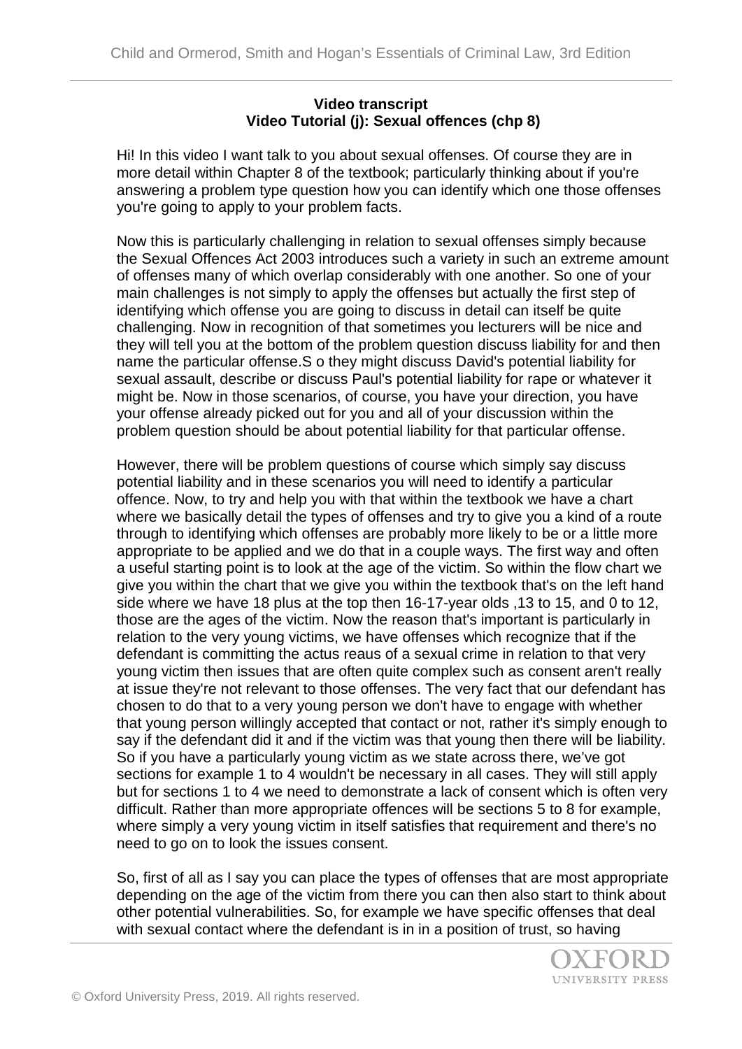**Video transcript**
**Video Tutorial (j): Sexual offences (chp 8)**

Hi! In this video I want talk to you about sexual offenses. Of course they are in more detail within Chapter 8 of the textbook; particularly thinking about if you're answering a problem type question how you can identify which one those offenses you're going to apply to your problem facts.

Now this is particularly challenging in relation to sexual offenses simply because the Sexual Offences Act 2003 introduces such a variety in such an extreme amount of offenses many of which overlap considerably with one another. So one of your main challenges is not simply to apply the offenses but actually the first step of identifying which offense you are going to discuss in detail can itself be quite challenging. Now in recognition of that sometimes you lecturers will be nice and they will tell you at the bottom of the problem question discuss liability for and then name the particular offense.S o they might discuss David's potential liability for sexual assault, describe or discuss Paul's potential liability for rape or whatever it might be. Now in those scenarios, of course, you have your direction, you have your offense already picked out for you and all of your discussion within the problem question should be about potential liability for that particular offense.

However, there will be problem questions of course which simply say discuss potential liability and in these scenarios you will need to identify a particular offence. Now, to try and help you with that within the textbook we have a chart where we basically detail the types of offenses and try to give you a kind of a route through to identifying which offenses are probably more likely to be or a little more appropriate to be applied and we do that in a couple ways. The first way and often a useful starting point is to look at the age of the victim. So within the flow chart we give you within the chart that we give you within the textbook that's on the left hand side where we have 18 plus at the top then 16-17-year olds ,13 to 15, and 0 to 12, those are the ages of the victim. Now the reason that's important is particularly in relation to the very young victims, we have offenses which recognize that if the defendant is committing the actus reaus of a sexual crime in relation to that very young victim then issues that are often quite complex such as consent aren't really at issue they're not relevant to those offenses. The very fact that our defendant has chosen to do that to a very young person we don't have to engage with whether that young person willingly accepted that contact or not, rather it's simply enough to say if the defendant did it and if the victim was that young then there will be liability. So if you have a particularly young victim as we state across there, we've got sections for example 1 to 4 wouldn't be necessary in all cases. They will still apply but for sections 1 to 4 we need to demonstrate a lack of consent which is often very difficult. Rather than more appropriate offences will be sections 5 to 8 for example, where simply a very young victim in itself satisfies that requirement and there's no need to go on to look the issues consent.

So, first of all as I say you can place the types of offenses that are most appropriate depending on the age of the victim from there you can then also start to think about other potential vulnerabilities. So, for example we have specific offenses that deal with sexual contact where the defendant is in in a position of trust, so having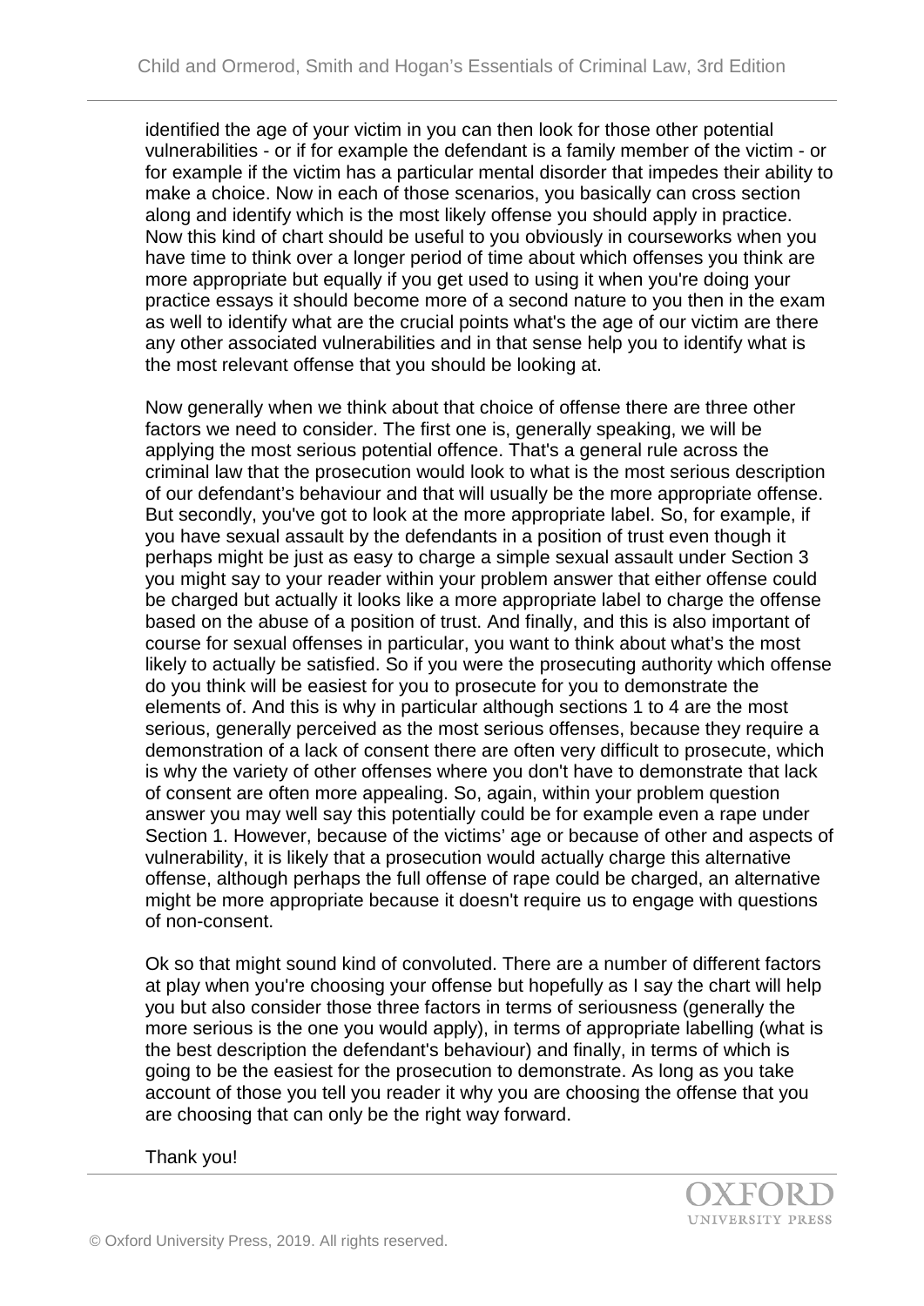identified the age of your victim in you can then look for those other potential vulnerabilities - or if for example the defendant is a family member of the victim - or for example if the victim has a particular mental disorder that impedes their ability to make a choice. Now in each of those scenarios, you basically can cross section along and identify which is the most likely offense you should apply in practice. Now this kind of chart should be useful to you obviously in courseworks when you have time to think over a longer period of time about which offenses you think are more appropriate but equally if you get used to using it when you're doing your practice essays it should become more of a second nature to you then in the exam as well to identify what are the crucial points what's the age of our victim are there any other associated vulnerabilities and in that sense help you to identify what is the most relevant offense that you should be looking at.

Now generally when we think about that choice of offense there are three other factors we need to consider. The first one is, generally speaking, we will be applying the most serious potential offence. That's a general rule across the criminal law that the prosecution would look to what is the most serious description of our defendant's behaviour and that will usually be the more appropriate offense. But secondly, you've got to look at the more appropriate label. So, for example, if you have sexual assault by the defendants in a position of trust even though it perhaps might be just as easy to charge a simple sexual assault under Section 3 you might say to your reader within your problem answer that either offense could be charged but actually it looks like a more appropriate label to charge the offense based on the abuse of a position of trust. And finally, and this is also important of course for sexual offenses in particular, you want to think about what's the most likely to actually be satisfied. So if you were the prosecuting authority which offense do you think will be easiest for you to prosecute for you to demonstrate the elements of. And this is why in particular although sections 1 to 4 are the most serious, generally perceived as the most serious offenses, because they require a demonstration of a lack of consent there are often very difficult to prosecute, which is why the variety of other offenses where you don't have to demonstrate that lack of consent are often more appealing. So, again, within your problem question answer you may well say this potentially could be for example even a rape under Section 1. However, because of the victims' age or because of other and aspects of vulnerability, it is likely that a prosecution would actually charge this alternative offense, although perhaps the full offense of rape could be charged, an alternative might be more appropriate because it doesn't require us to engage with questions of non-consent.

Ok so that might sound kind of convoluted. There are a number of different factors at play when you're choosing your offense but hopefully as I say the chart will help you but also consider those three factors in terms of seriousness (generally the more serious is the one you would apply), in terms of appropriate labelling (what is the best description the defendant's behaviour) and finally, in terms of which is going to be the easiest for the prosecution to demonstrate. As long as you take account of those you tell you reader it why you are choosing the offense that you are choosing that can only be the right way forward.

Thank you!